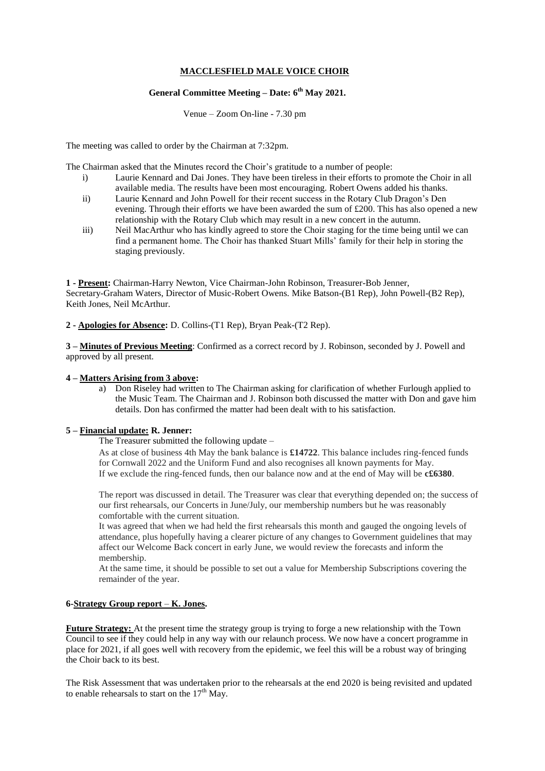# MACCLESFIELD MALE VOICE CHOIR

## General Committee Meeting – Date: 6th May 2021.

Venue – Zoom On-line - 7.30 pm

The meeting was called to order by the Chairman at 7:32pm.

The Chairman asked that the Minutes record the Choir's gratitude to a number of people:

i) Laurie Kennard and Dai Jones. They have been tireless in their efforts to promote the Choir in all available media. The results have been most encouraging. Robert Owens added his thanks.
ii) Laurie Kennard and John Powell for their recent success in the Rotary Club Dragon's Den evening. Through their efforts we have been awarded the sum of £200. This has also opened a new relationship with the Rotary Club which may result in a new concert in the autumn.
iii) Neil MacArthur who has kindly agreed to store the Choir staging for the time being until we can find a permanent home. The Choir has thanked Stuart Mills' family for their help in storing the staging previously.

**1 - Present:** Chairman-Harry Newton, Vice Chairman-John Robinson, Treasurer-Bob Jenner, Secretary-Graham Waters, Director of Music-Robert Owens. Mike Batson-(B1 Rep), John Powell-(B2 Rep), Keith Jones, Neil McArthur.

**2 - Apologies for Absence:** D. Collins-(T1 Rep), Bryan Peak-(T2 Rep).

**3 – Minutes of Previous Meeting**: Confirmed as a correct record by J. Robinson, seconded by J. Powell and approved by all present.

**4 – Matters Arising from 3 above:**

a) Don Riseley had written to The Chairman asking for clarification of whether Furlough applied to the Music Team. The Chairman and J. Robinson both discussed the matter with Don and gave him details. Don has confirmed the matter had been dealt with to his satisfaction.

**5 – Financial update: R. Jenner:**

The Treasurer submitted the following update –

As at close of business 4th May the bank balance is **£14722**. This balance includes ring-fenced funds for Cornwall 2022 and the Uniform Fund and also recognises all known payments for May. If we exclude the ring-fenced funds, then our balance now and at the end of May will be **c£6380**.

The report was discussed in detail. The Treasurer was clear that everything depended on; the success of our first rehearsals, our Concerts in June/July, our membership numbers but he was reasonably comfortable with the current situation.

It was agreed that when we had held the first rehearsals this month and gauged the ongoing levels of attendance, plus hopefully having a clearer picture of any changes to Government guidelines that may affect our Welcome Back concert in early June, we would review the forecasts and inform the membership.

At the same time, it should be possible to set out a value for Membership Subscriptions covering the remainder of the year.

**6-Strategy Group report – K. Jones.**

**Future Strategy:** At the present time the strategy group is trying to forge a new relationship with the Town Council to see if they could help in any way with our relaunch process. We now have a concert programme in place for 2021, if all goes well with recovery from the epidemic, we feel this will be a robust way of bringing the Choir back to its best.

The Risk Assessment that was undertaken prior to the rehearsals at the end 2020 is being revisited and updated to enable rehearsals to start on the 17th May.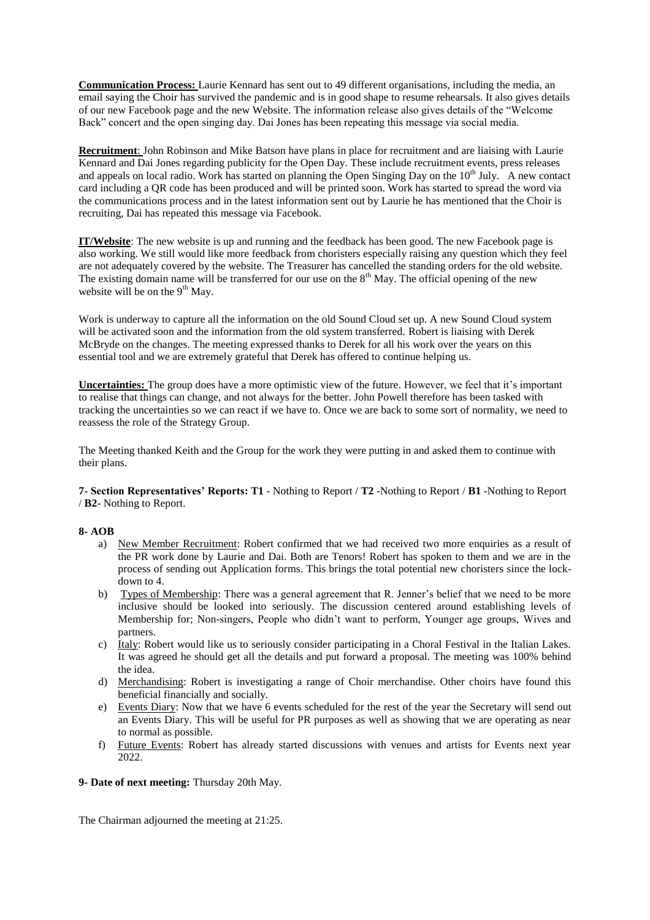**Communication Process:** Laurie Kennard has sent out to 49 different organisations, including the media, an email saying the Choir has survived the pandemic and is in good shape to resume rehearsals. It also gives details of our new Facebook page and the new Website. The information release also gives details of the "Welcome Back" concert and the open singing day. Dai Jones has been repeating this message via social media.

**Recruitment**: John Robinson and Mike Batson have plans in place for recruitment and are liaising with Laurie Kennard and Dai Jones regarding publicity for the Open Day. These include recruitment events, press releases and appeals on local radio. Work has started on planning the Open Singing Day on the 10th July. A new contact card including a QR code has been produced and will be printed soon. Work has started to spread the word via the communications process and in the latest information sent out by Laurie he has mentioned that the Choir is recruiting, Dai has repeated this message via Facebook.

**IT/Website**: The new website is up and running and the feedback has been good. The new Facebook page is also working. We still would like more feedback from choristers especially raising any question which they feel are not adequately covered by the website. The Treasurer has cancelled the standing orders for the old website. The existing domain name will be transferred for our use on the 8th May. The official opening of the new website will be on the 9th May.

Work is underway to capture all the information on the old Sound Cloud set up. A new Sound Cloud system will be activated soon and the information from the old system transferred. Robert is liaising with Derek McBryde on the changes. The meeting expressed thanks to Derek for all his work over the years on this essential tool and we are extremely grateful that Derek has offered to continue helping us.

**Uncertainties:** The group does have a more optimistic view of the future. However, we feel that it's important to realise that things can change, and not always for the better. John Powell therefore has been tasked with tracking the uncertainties so we can react if we have to. Once we are back to some sort of normality, we need to reassess the role of the Strategy Group.

The Meeting thanked Keith and the Group for the work they were putting in and asked them to continue with their plans.

**7- Section Representatives' Reports: T1** - Nothing to Report / **T2** -Nothing to Report / **B1** -Nothing to Report / **B2**- Nothing to Report.

**8- AOB**

a) New Member Recruitment: Robert confirmed that we had received two more enquiries as a result of the PR work done by Laurie and Dai. Both are Tenors! Robert has spoken to them and we are in the process of sending out Application forms. This brings the total potential new choristers since the lock-down to 4.
b) Types of Membership: There was a general agreement that R. Jenner's belief that we need to be more inclusive should be looked into seriously. The discussion centered around establishing levels of Membership for; Non-singers, People who didn't want to perform, Younger age groups, Wives and partners.
c) Italy: Robert would like us to seriously consider participating in a Choral Festival in the Italian Lakes. It was agreed he should get all the details and put forward a proposal. The meeting was 100% behind the idea.
d) Merchandising: Robert is investigating a range of Choir merchandise. Other choirs have found this beneficial financially and socially.
e) Events Diary: Now that we have 6 events scheduled for the rest of the year the Secretary will send out an Events Diary. This will be useful for PR purposes as well as showing that we are operating as near to normal as possible.
f) Future Events: Robert has already started discussions with venues and artists for Events next year 2022.

**9- Date of next meeting:** Thursday 20th May.

The Chairman adjourned the meeting at 21:25.